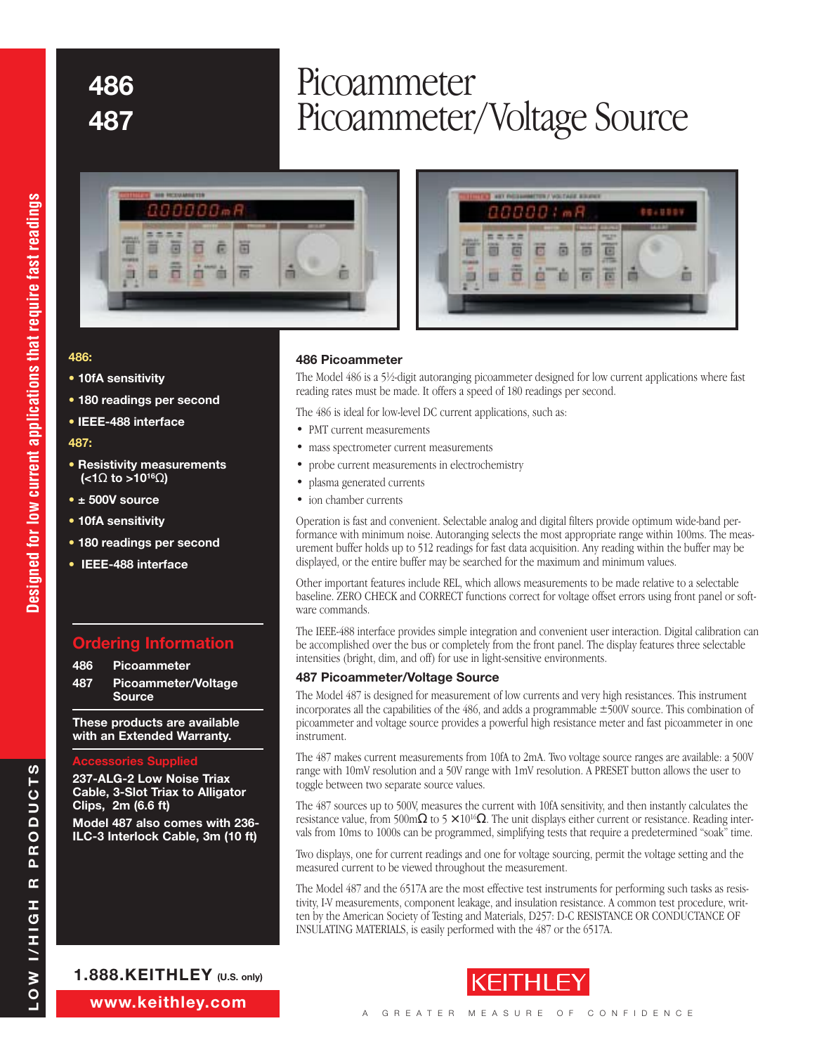# 486
# 487

# Picoammeter
# Picoammeter/Voltage Source

Designed for low current applications that require fast readings

**486:**

- **10fA sensitivity**
- **180 readings per second**
- **IEEE-488 interface**

**487:**

- **Resistivity measurements (<1Ω to >$10^{16}$Ω)**
- **± 500V source**
- **10fA sensitivity**
- **180 readings per second**
- **IEEE-488 interface**

## Ordering Information

**486** **Picoammeter**

**487** **Picoammeter/Voltage Source**

**These products are available with an Extended Warranty.**

### Accessories Supplied

**237-ALG-2 Low Noise Triax Cable, 3-Slot Triax to Alligator Clips, 2m (6.6 ft)**

**Model 487 also comes with 236-ILC-3 Interlock Cable, 3m (10 ft)**

### 486 Picoammeter

The Model 486 is a 5½-digit autoranging picoammeter designed for low current applications where fast reading rates must be made. It offers a speed of 180 readings per second.

The 486 is ideal for low-level DC current applications, such as:

- PMT current measurements
- mass spectrometer current measurements
- probe current measurements in electrochemistry
- plasma generated currents
- ion chamber currents

Operation is fast and convenient. Selectable analog and digital filters provide optimum wide-band performance with minimum noise. Autoranging selects the most appropriate range within 100ms. The measurement buffer holds up to 512 readings for fast data acquisition. Any reading within the buffer may be displayed, or the entire buffer may be searched for the maximum and minimum values.

Other important features include REL, which allows measurements to be made relative to a selectable baseline. ZERO CHECK and CORRECT functions correct for voltage offset errors using front panel or software commands.

The IEEE-488 interface provides simple integration and convenient user interaction. Digital calibration can be accomplished over the bus or completely from the front panel. The display features three selectable intensities (bright, dim, and off) for use in light-sensitive environments.

### 487 Picoammeter/Voltage Source

The Model 487 is designed for measurement of low currents and very high resistances. This instrument incorporates all the capabilities of the 486, and adds a programmable ±500V source. This combination of picoammeter and voltage source provides a powerful high resistance meter and fast picoammeter in one instrument.

The 487 makes current measurements from 10fA to 2mA. Two voltage source ranges are available: a 500V range with 10mV resolution and a 50V range with 1mV resolution. A PRESET button allows the user to toggle between two separate source values.

The 487 sources up to 500V, measures the current with 10fA sensitivity, and then instantly calculates the resistance value, from 500mΩ to 5 × $10^{16}$Ω. The unit displays either current or resistance. Reading intervals from 10ms to 1000s can be programmed, simplifying tests that require a predetermined "soak" time.

Two displays, one for current readings and one for voltage sourcing, permit the voltage setting and the measured current to be viewed throughout the measurement.

The Model 487 and the 6517A are the most effective test instruments for performing such tasks as resistivity, I-V measurements, component leakage, and insulation resistance. A common test procedure, written by the American Society of Testing and Materials, D257: D-C RESISTANCE OR CONDUCTANCE OF INSULATING MATERIALS, is easily performed with the 487 or the 6517A.

**1.888.KEITHLEY** (U.S. only)

**www.keithley.com**

KEITHLEY

A GREATER MEASURE OF CONFIDENCE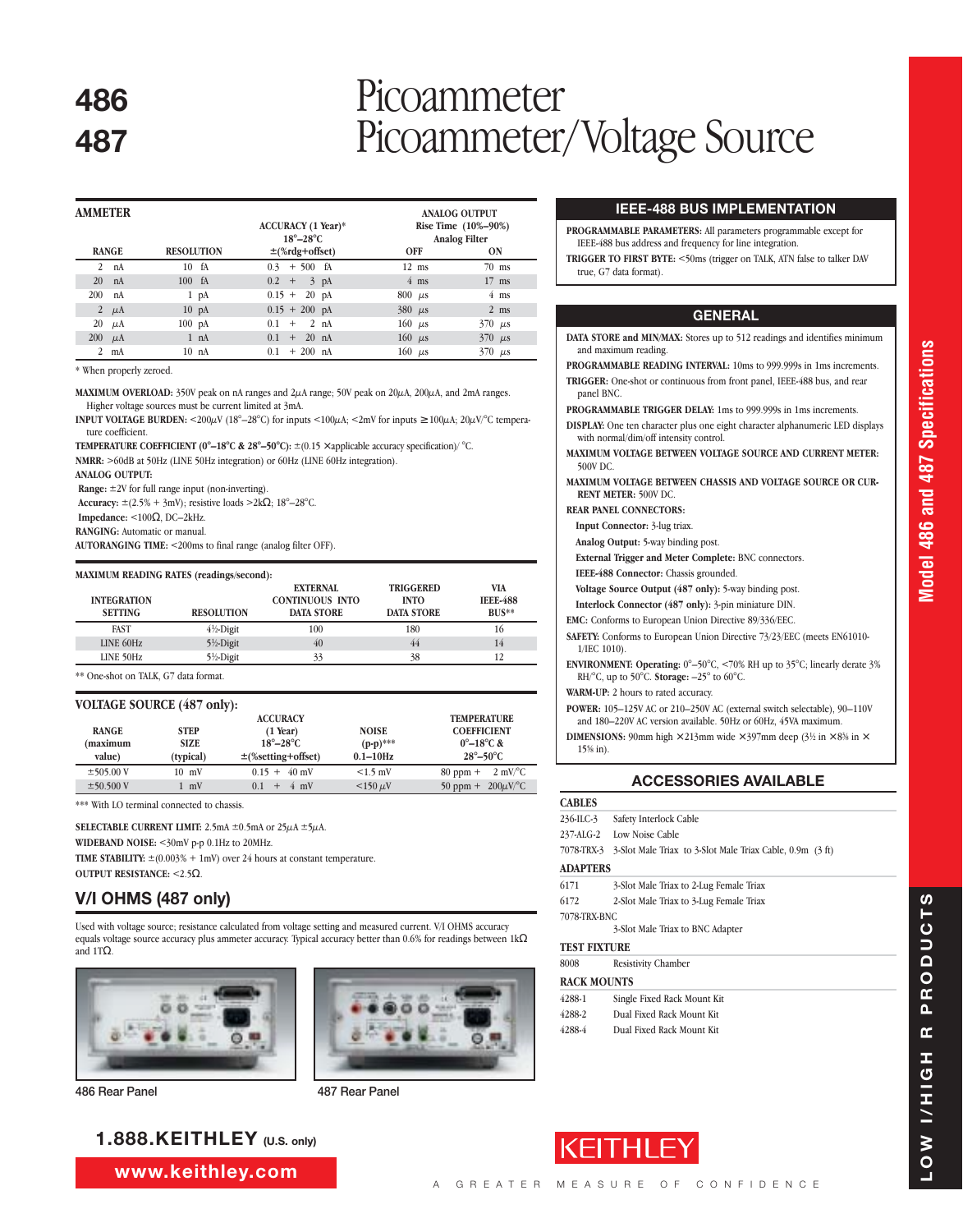# 486
# 487

# Picoammeter
# Picoammeter/Voltage Source

## AMMETER

| RANGE | RESOLUTION | ACCURACY (1 Year)* 18°–28°C ±(%rdg+offset) | ANALOG OUTPUT Rise Time (10%–90%) Analog Filter OFF | ON |
|---|---|---|---|---|
| 2 nA | 10 fA | 0.3 + 500 fA | 12 ms | 70 ms |
| 20 nA | 100 fA | 0.2 + 3 pA | 4 ms | 17 ms |
| 200 nA | 1 pA | 0.15 + 20 pA | 800 µs | 4 ms |
| 2 µA | 10 pA | 0.15 + 200 pA | 380 µs | 2 ms |
| 20 µA | 100 pA | 0.1 + 2 nA | 160 µs | 370 µs |
| 200 µA | 1 nA | 0.1 + 20 nA | 160 µs | 370 µs |
| 2 mA | 10 nA | 0.1 + 200 nA | 160 µs | 370 µs |

* When properly zeroed.

**MAXIMUM OVERLOAD:** 350V peak on nA ranges and 2µA range; 50V peak on 20µA, 200µA, and 2mA ranges. Higher voltage sources must be current limited at 3mA.

**INPUT VOLTAGE BURDEN:** <200µV (18°–28°C) for inputs <100µA; <2mV for inputs ≥100µA; 20µV/°C temperature coefficient.

**TEMPERATURE COEFFICIENT (0°–18°C & 28°–50°C):** ±(0.15 × applicable accuracy specification)/ °C.

**NMRR:** >60dB at 50Hz (LINE 50Hz integration) or 60Hz (LINE 60Hz integration).

**ANALOG OUTPUT:**
- **Range:** ±2V for full range input (non-inverting).
- **Accuracy:** ±(2.5% + 3mV); resistive loads >2kΩ; 18°–28°C.
- **Impedance:** <100Ω, DC–2kHz.

**RANGING:** Automatic or manual.

**AUTORANGING TIME:** <200ms to final range (analog filter OFF).

**MAXIMUM READING RATES (readings/second):**

| INTEGRATION SETTING | RESOLUTION | EXTERNAL CONTINUOUS INTO DATA STORE | TRIGGERED INTO DATA STORE | VIA IEEE-488 BUS** |
|---|---|---|---|---|
| FAST | 4½-Digit | 100 | 180 | 16 |
| LINE 60Hz | 5½-Digit | 40 | 44 | 14 |
| LINE 50Hz | 5½-Digit | 33 | 38 | 12 |

** One-shot on TALK, G7 data format.

## VOLTAGE SOURCE (487 only):

| RANGE (maximum value) | STEP SIZE (typical) | ACCURACY (1 Year) 18°–28°C ±(%setting+offset) | NOISE (p-p)*** 0.1–10Hz | TEMPERATURE COEFFICIENT 0°–18°C & 28°–50°C |
|---|---|---|---|---|
| ±505.00 V | 10 mV | 0.15 + 40 mV | <1.5 mV | 80 ppm + 2 mV/°C |
| ±50.500 V | 1 mV | 0.1 + 4 mV | <150 µV | 50 ppm + 200µV/°C |

*** With LO terminal connected to chassis.

**SELECTABLE CURRENT LIMIT:** 2.5mA ±0.5mA or 25µA ±5µA.

**WIDEBAND NOISE:** <30mV p-p 0.1Hz to 20MHz.

**TIME STABILITY:** ±(0.003% + 1mV) over 24 hours at constant temperature.

**OUTPUT RESISTANCE:** <2.5Ω.

## V/I OHMS (487 only)

Used with voltage source; resistance calculated from voltage setting and measured current. V/I OHMS accuracy equals voltage source accuracy plus ammeter accuracy. Typical accuracy better than 0.6% for readings between 1kΩ and 1TΩ.

486 Rear Panel

487 Rear Panel

## IEEE-488 BUS IMPLEMENTATION

**PROGRAMMABLE PARAMETERS:** All parameters programmable except for IEEE-488 bus address and frequency for line integration.

**TRIGGER TO FIRST BYTE:** <50ms (trigger on TALK, ATN false to talker DAV true, G7 data format).

## GENERAL

**DATA STORE and MIN/MAX:** Stores up to 512 readings and identifies minimum and maximum reading.

**PROGRAMMABLE READING INTERVAL:** 10ms to 999.999s in 1ms increments.

**TRIGGER:** One-shot or continuous from front panel, IEEE-488 bus, and rear panel BNC.

**PROGRAMMABLE TRIGGER DELAY:** 1ms to 999.999s in 1ms increments.

**DISPLAY:** One ten character plus one eight character alphanumeric LED displays with normal/dim/off intensity control.

**MAXIMUM VOLTAGE BETWEEN VOLTAGE SOURCE AND CURRENT METER:** 500V DC.

**MAXIMUM VOLTAGE BETWEEN CHASSIS AND VOLTAGE SOURCE OR CURRENT METER:** 500V DC.

**REAR PANEL CONNECTORS:**
- **Input Connector:** 3-lug triax.
- **Analog Output:** 5-way binding post.
- **External Trigger and Meter Complete:** BNC connectors.
- **IEEE-488 Connector:** Chassis grounded.
- **Voltage Source Output (487 only):** 5-way binding post.
- **Interlock Connector (487 only):** 3-pin miniature DIN.

**EMC:** Conforms to European Union Directive 89/336/EEC.

**SAFETY:** Conforms to European Union Directive 73/23/EEC (meets EN61010-1/IEC 1010).

**ENVIRONMENT: Operating:** 0°–50°C, <70% RH up to 35°C; linearly derate 3% RH/°C, up to 50°C. **Storage:** –25° to 60°C.

**WARM-UP:** 2 hours to rated accuracy.

**POWER:** 105–125V AC or 210–250V AC (external switch selectable), 90–110V and 180–220V AC version available. 50Hz or 60Hz, 45VA maximum.

**DIMENSIONS:** 90mm high × 213mm wide × 397mm deep (3½ in × 8⅜ in × 15⅝ in).

## ACCESSORIES AVAILABLE

**CABLES**

| | |
|---|---|
| 236-ILC-3 | Safety Interlock Cable |
| 237-ALG-2 | Low Noise Cable |
| 7078-TRX-3 | 3-Slot Male Triax to 3-Slot Male Triax Cable, 0.9m (3 ft) |

**ADAPTERS**

| | |
|---|---|
| 6171 | 3-Slot Male Triax to 2-Lug Female Triax |
| 6172 | 2-Slot Male Triax to 3-Lug Female Triax |
| 7078-TRX-BNC | 3-Slot Male Triax to BNC Adapter |

**TEST FIXTURE**

| | |
|---|---|
| 8008 | Resistivity Chamber |

**RACK MOUNTS**

| | |
|---|---|
| 4288-1 | Single Fixed Rack Mount Kit |
| 4288-2 | Dual Fixed Rack Mount Kit |
| 4288-4 | Dual Fixed Rack Mount Kit |

1.888.KEITHLEY (U.S. only)

www.keithley.com

KEITHLEY

A GREATER MEASURE OF CONFIDENCE